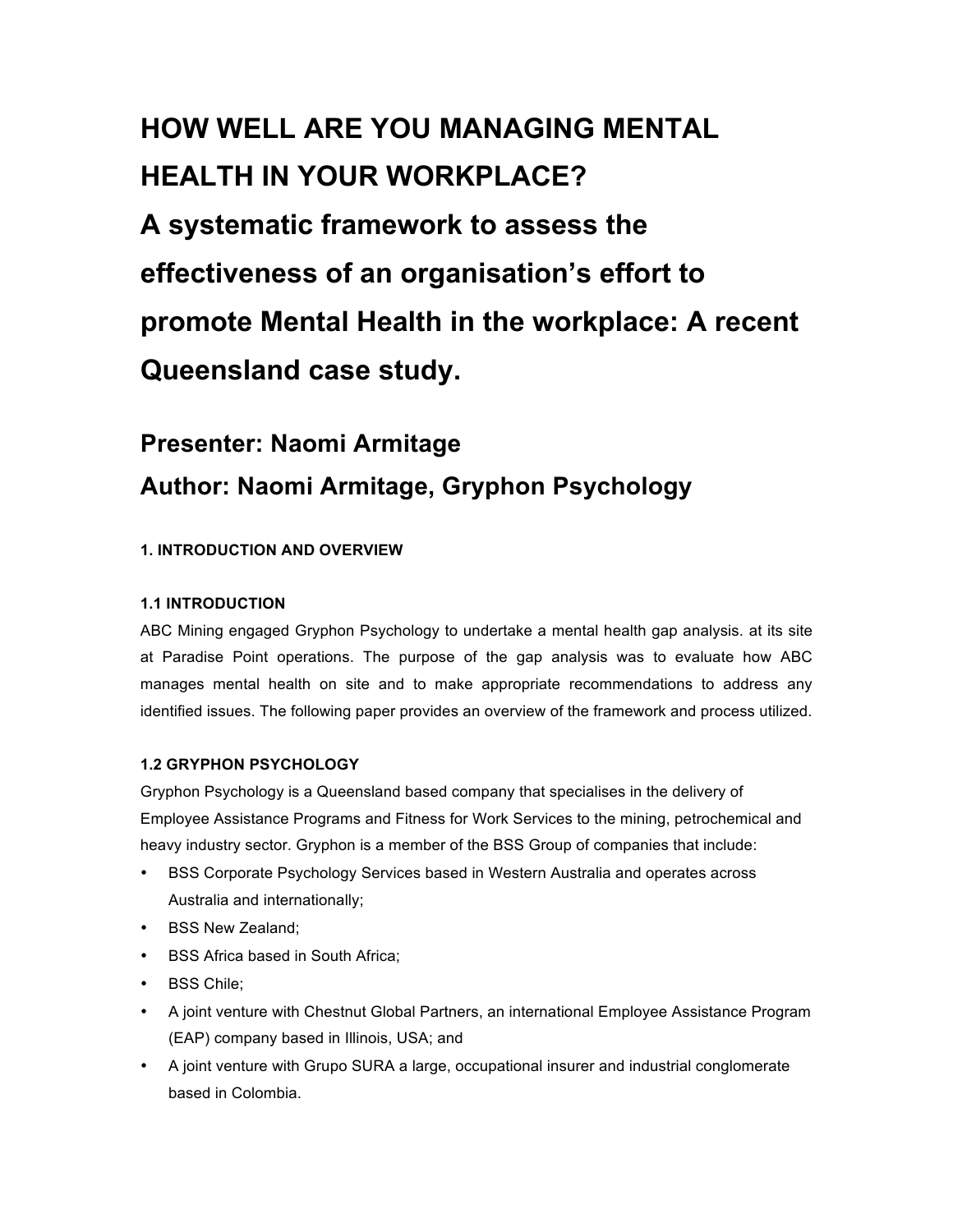# HOW WELL ARE YOU MANAGING MENTAL HEALTH IN YOUR WORKPLACE?

# A systematic framework to assess the effectiveness of an organisation's effort to promote Mental Health in the workplace: A recent Queensland case study.

## Presenter: Naomi Armitage

## Author: Naomi Armitage, Gryphon Psychology

### 1. INTRODUCTION AND OVERVIEW

#### 1.1 INTRODUCTION

ABC Mining engaged Gryphon Psychology to undertake a mental health gap analysis. at its site at Paradise Point operations. The purpose of the gap analysis was to evaluate how ABC manages mental health on site and to make appropriate recommendations to address any identified issues. The following paper provides an overview of the framework and process utilized.

#### 1.2 GRYPHON PSYCHOLOGY

Gryphon Psychology is a Queensland based company that specialises in the delivery of Employee Assistance Programs and Fitness for Work Services to the mining, petrochemical and heavy industry sector. Gryphon is a member of the BSS Group of companies that include:

- BSS Corporate Psychology Services based in Western Australia and operates across Australia and internationally;
- BSS New Zealand;
- BSS Africa based in South Africa;
- BSS Chile;
- A joint venture with Chestnut Global Partners, an international Employee Assistance Program (EAP) company based in Illinois, USA; and
- A joint venture with Grupo SURA a large, occupational insurer and industrial conglomerate based in Colombia.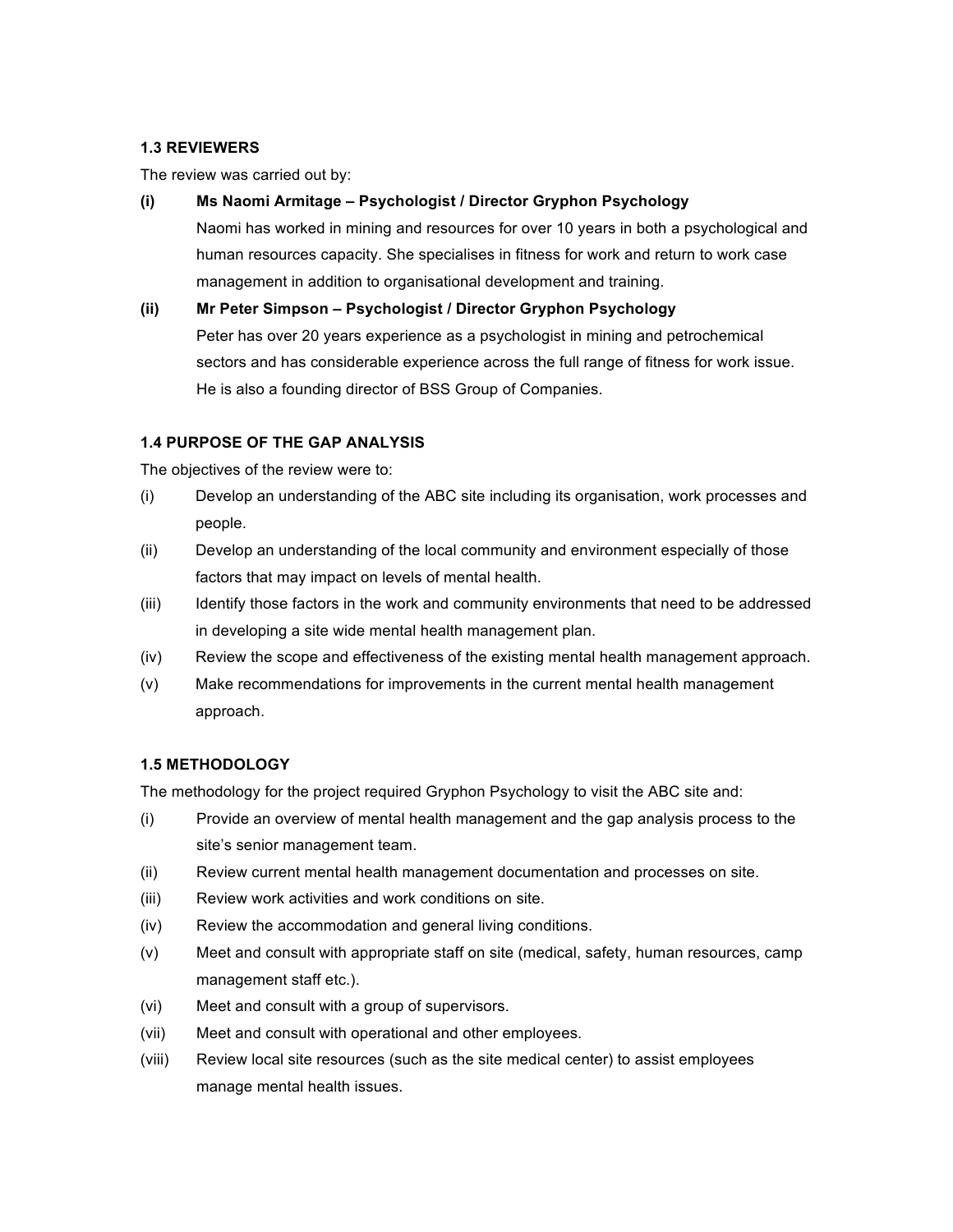### 1.3 REVIEWERS

The review was carried out by:

**(i) Ms Naomi Armitage – Psychologist / Director Gryphon Psychology**

Naomi has worked in mining and resources for over 10 years in both a psychological and human resources capacity. She specialises in fitness for work and return to work case management in addition to organisational development and training.

**(ii) Mr Peter Simpson – Psychologist / Director Gryphon Psychology**

Peter has over 20 years experience as a psychologist in mining and petrochemical sectors and has considerable experience across the full range of fitness for work issue. He is also a founding director of BSS Group of Companies.

### 1.4 PURPOSE OF THE GAP ANALYSIS

The objectives of the review were to:

(i) Develop an understanding of the ABC site including its organisation, work processes and people.

(ii) Develop an understanding of the local community and environment especially of those factors that may impact on levels of mental health.

(iii) Identify those factors in the work and community environments that need to be addressed in developing a site wide mental health management plan.

(iv) Review the scope and effectiveness of the existing mental health management approach.

(v) Make recommendations for improvements in the current mental health management approach.

### 1.5 METHODOLOGY

The methodology for the project required Gryphon Psychology to visit the ABC site and:

(i) Provide an overview of mental health management and the gap analysis process to the site's senior management team.

(ii) Review current mental health management documentation and processes on site.

(iii) Review work activities and work conditions on site.

(iv) Review the accommodation and general living conditions.

(v) Meet and consult with appropriate staff on site (medical, safety, human resources, camp management staff etc.).

(vi) Meet and consult with a group of supervisors.

(vii) Meet and consult with operational and other employees.

(viii) Review local site resources (such as the site medical center) to assist employees manage mental health issues.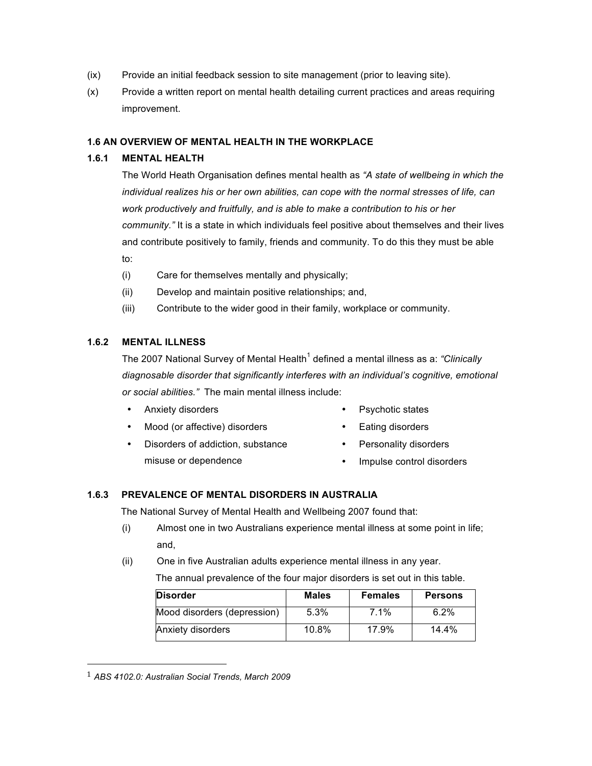(ix) Provide an initial feedback session to site management (prior to leaving site).

(x) Provide a written report on mental health detailing current practices and areas requiring improvement.

## 1.6 AN OVERVIEW OF MENTAL HEALTH IN THE WORKPLACE

### 1.6.1 MENTAL HEALTH

The World Heath Organisation defines mental health as *"A state of wellbeing in which the individual realizes his or her own abilities, can cope with the normal stresses of life, can work productively and fruitfully, and is able to make a contribution to his or her community."* It is a state in which individuals feel positive about themselves and their lives and contribute positively to family, friends and community. To do this they must be able to:

(i) Care for themselves mentally and physically;

(ii) Develop and maintain positive relationships; and,

(iii) Contribute to the wider good in their family, workplace or community.

### 1.6.2 MENTAL ILLNESS

The 2007 National Survey of Mental Health[1] defined a mental illness as a: *"Clinically diagnosable disorder that significantly interferes with an individual's cognitive, emotional or social abilities."* The main mental illness include:

- Anxiety disorders
- Mood (or affective) disorders
- Disorders of addiction, substance misuse or dependence
- Psychotic states
- Eating disorders
- Personality disorders
- Impulse control disorders

### 1.6.3 PREVALENCE OF MENTAL DISORDERS IN AUSTRALIA

The National Survey of Mental Health and Wellbeing 2007 found that:

(i) Almost one in two Australians experience mental illness at some point in life; and,

(ii) One in five Australian adults experience mental illness in any year.

The annual prevalence of the four major disorders is set out in this table.

| Disorder | Males | Females | Persons |
|---|---|---|---|
| Mood disorders (depression) | 5.3% | 7.1% | 6.2% |
| Anxiety disorders | 10.8% | 17.9% | 14.4% |

[1] *ABS 4102.0: Australian Social Trends, March 2009*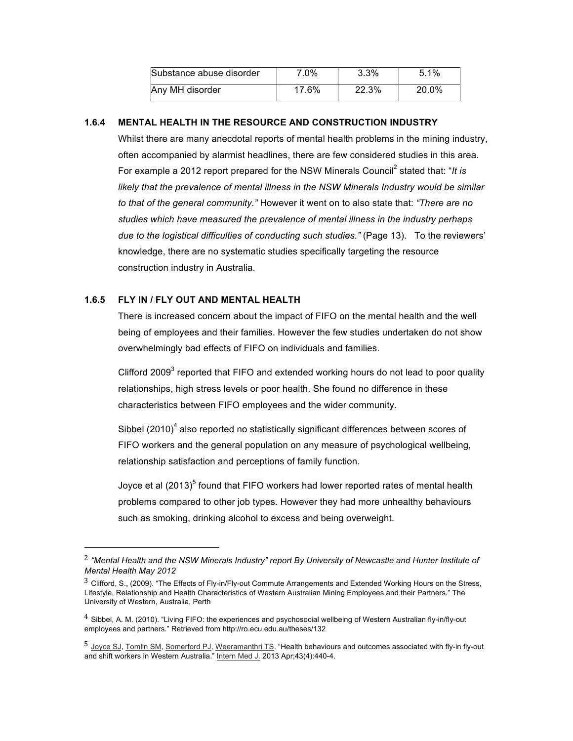| Substance abuse disorder | 7.0% | 3.3% | 5.1% |
|---|---|---|---|
| Any MH disorder | 17.6% | 22.3% | 20.0% |

### 1.6.4 MENTAL HEALTH IN THE RESOURCE AND CONSTRUCTION INDUSTRY

Whilst there are many anecdotal reports of mental health problems in the mining industry, often accompanied by alarmist headlines, there are few considered studies in this area. For example a 2012 report prepared for the NSW Minerals Council[2] stated that: "*It is likely that the prevalence of mental illness in the NSW Minerals Industry would be similar to that of the general community.*" However it went on to also state that: *"There are no studies which have measured the prevalence of mental illness in the industry perhaps due to the logistical difficulties of conducting such studies."* (Page 13). To the reviewers' knowledge, there are no systematic studies specifically targeting the resource construction industry in Australia.

### 1.6.5 FLY IN / FLY OUT AND MENTAL HEALTH

There is increased concern about the impact of FIFO on the mental health and the well being of employees and their families. However the few studies undertaken do not show overwhelmingly bad effects of FIFO on individuals and families.

Clifford 2009[3] reported that FIFO and extended working hours do not lead to poor quality relationships, high stress levels or poor health. She found no difference in these characteristics between FIFO employees and the wider community.

Sibbel (2010)[4] also reported no statistically significant differences between scores of FIFO workers and the general population on any measure of psychological wellbeing, relationship satisfaction and perceptions of family function.

Joyce et al (2013)[5] found that FIFO workers had lower reported rates of mental health problems compared to other job types. However they had more unhealthy behaviours such as smoking, drinking alcohol to excess and being overweight.

---

[2] *"Mental Health and the NSW Minerals Industry" report By University of Newcastle and Hunter Institute of Mental Health May 2012*

[3] Clifford, S., (2009). "The Effects of Fly-in/Fly-out Commute Arrangements and Extended Working Hours on the Stress, Lifestyle, Relationship and Health Characteristics of Western Australian Mining Employees and their Partners." The University of Western, Australia, Perth

[4] Sibbel, A. M. (2010). "Living FIFO: the experiences and psychosocial wellbeing of Western Australian fly-in/fly-out employees and partners." Retrieved from http://ro.ecu.edu.au/theses/132

[5] Joyce SJ, Tomlin SM, Somerford PJ, Weeramanthri TS. "Health behaviours and outcomes associated with fly-in fly-out and shift workers in Western Australia." Intern Med J. 2013 Apr;43(4):440-4.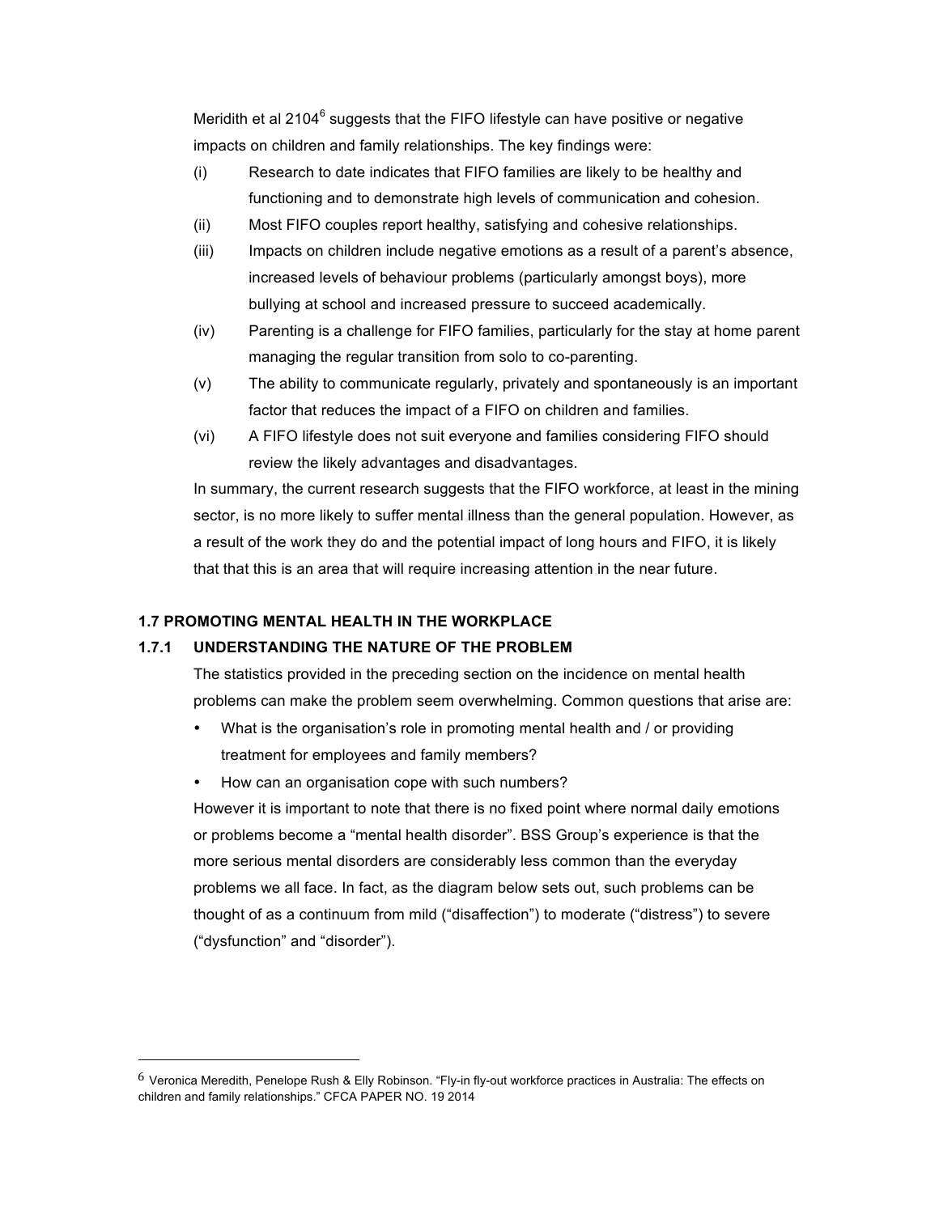Meridith et al 2104[6] suggests that the FIFO lifestyle can have positive or negative impacts on children and family relationships. The key findings were:

(i) Research to date indicates that FIFO families are likely to be healthy and functioning and to demonstrate high levels of communication and cohesion.

(ii) Most FIFO couples report healthy, satisfying and cohesive relationships.

(iii) Impacts on children include negative emotions as a result of a parent's absence, increased levels of behaviour problems (particularly amongst boys), more bullying at school and increased pressure to succeed academically.

(iv) Parenting is a challenge for FIFO families, particularly for the stay at home parent managing the regular transition from solo to co-parenting.

(v) The ability to communicate regularly, privately and spontaneously is an important factor that reduces the impact of a FIFO on children and families.

(vi) A FIFO lifestyle does not suit everyone and families considering FIFO should review the likely advantages and disadvantages.

In summary, the current research suggests that the FIFO workforce, at least in the mining sector, is no more likely to suffer mental illness than the general population. However, as a result of the work they do and the potential impact of long hours and FIFO, it is likely that that this is an area that will require increasing attention in the near future.

## 1.7 PROMOTING MENTAL HEALTH IN THE WORKPLACE

### 1.7.1 UNDERSTANDING THE NATURE OF THE PROBLEM

The statistics provided in the preceding section on the incidence on mental health problems can make the problem seem overwhelming. Common questions that arise are:

- What is the organisation's role in promoting mental health and / or providing treatment for employees and family members?
- How can an organisation cope with such numbers?

However it is important to note that there is no fixed point where normal daily emotions or problems become a "mental health disorder". BSS Group's experience is that the more serious mental disorders are considerably less common than the everyday problems we all face. In fact, as the diagram below sets out, such problems can be thought of as a continuum from mild ("disaffection") to moderate ("distress") to severe ("dysfunction" and "disorder").

---

[6] Veronica Meredith, Penelope Rush & Elly Robinson. "Fly-in fly-out workforce practices in Australia: The effects on children and family relationships." CFCA PAPER NO. 19 2014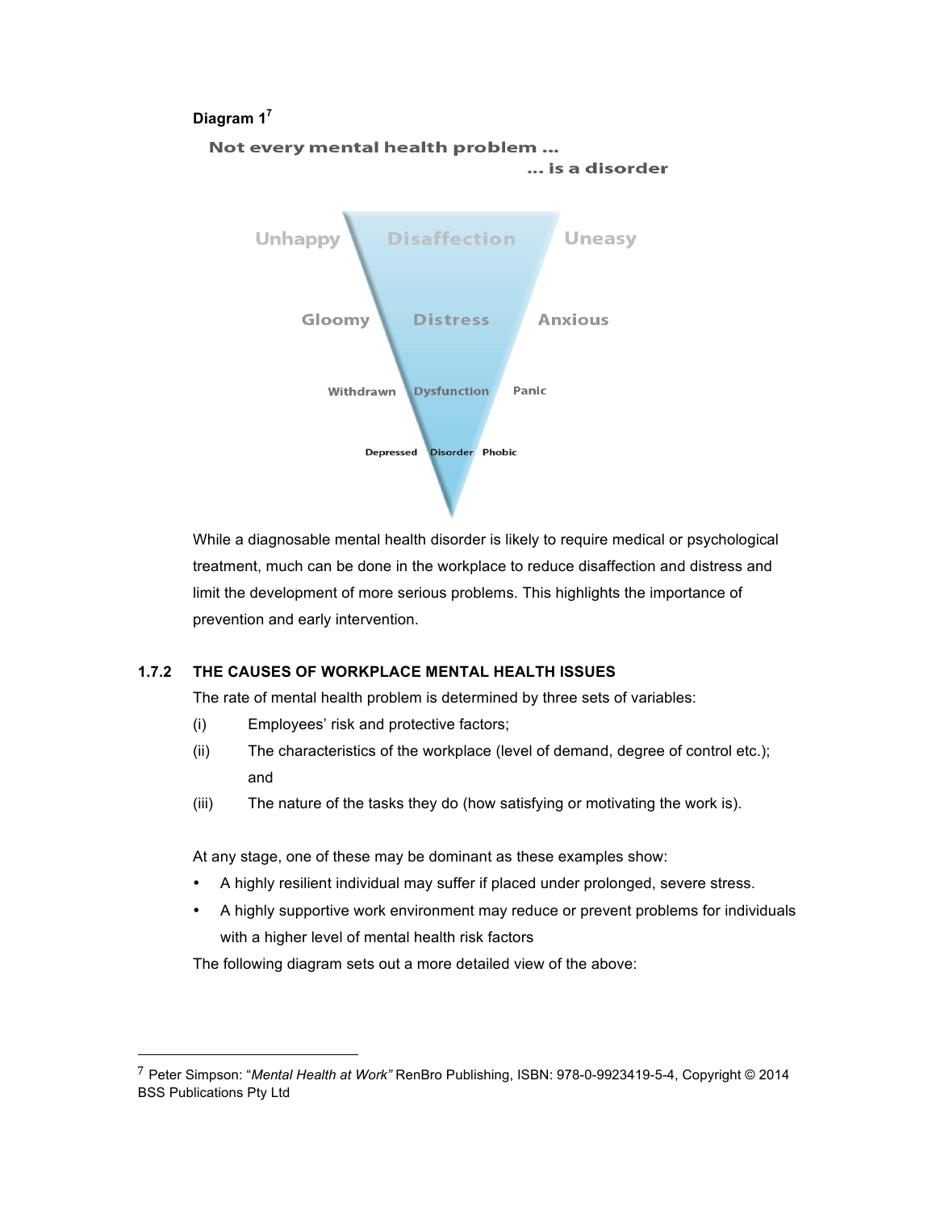**Diagram 1**[7]

Not every mental health problem …
… is a disorder

| | | |
|---|---|---|
| Unhappy | Disaffection | Uneasy |
| Gloomy | Distress | Anxious |
| Withdrawn | Dysfunction | Panic |
| Depressed | Disorder | Phobic |

While a diagnosable mental health disorder is likely to require medical or psychological treatment, much can be done in the workplace to reduce disaffection and distress and limit the development of more serious problems. This highlights the importance of prevention and early intervention.

### 1.7.2 THE CAUSES OF WORKPLACE MENTAL HEALTH ISSUES

The rate of mental health problem is determined by three sets of variables:

(i) Employees' risk and protective factors;

(ii) The characteristics of the workplace (level of demand, degree of control etc.); and

(iii) The nature of the tasks they do (how satisfying or motivating the work is).

At any stage, one of these may be dominant as these examples show:

- A highly resilient individual may suffer if placed under prolonged, severe stress.
- A highly supportive work environment may reduce or prevent problems for individuals with a higher level of mental health risk factors

The following diagram sets out a more detailed view of the above:

---

[7] Peter Simpson: "*Mental Health at Work*" RenBro Publishing, ISBN: 978-0-9923419-5-4, Copyright © 2014 BSS Publications Pty Ltd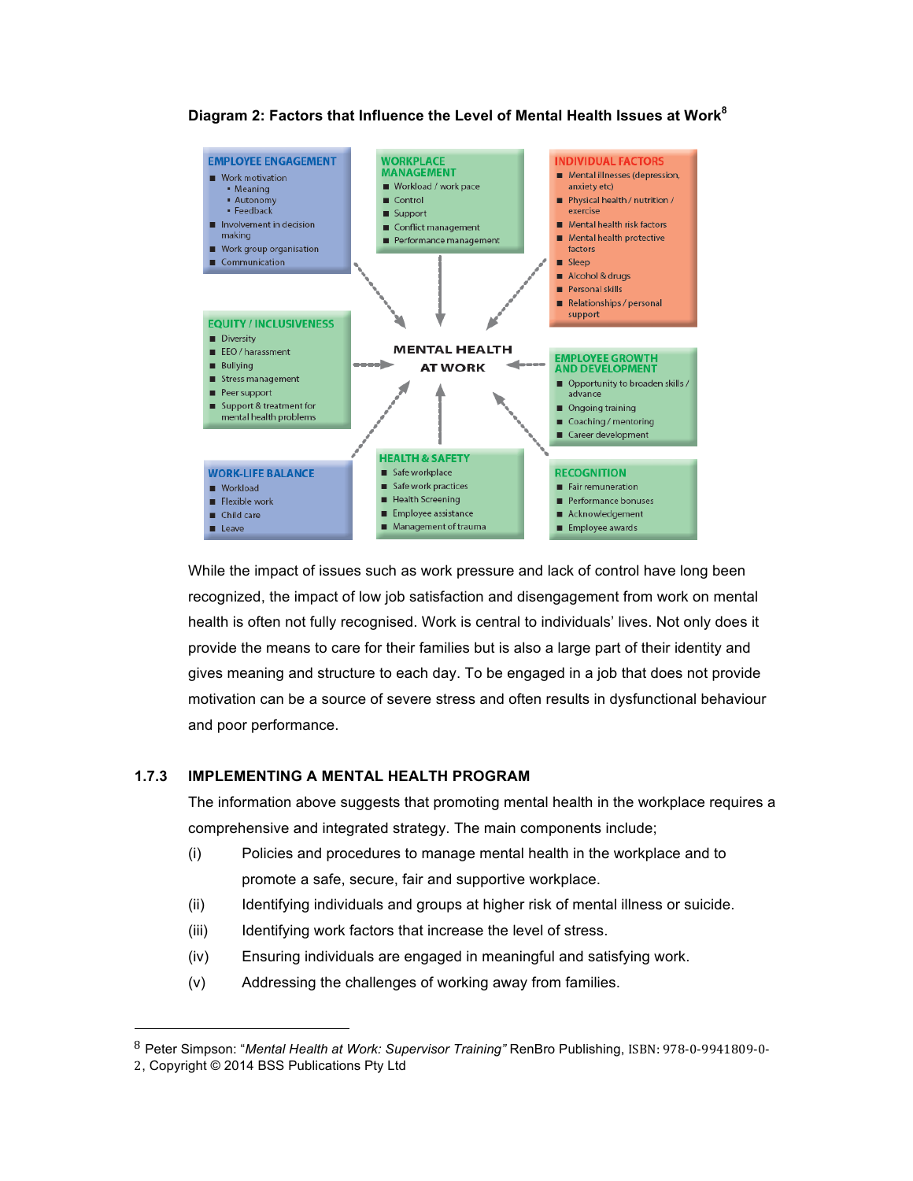**Diagram 2: Factors that Influence the Level of Mental Health Issues at Work**[8]

**EMPLOYEE ENGAGEMENT**
- Work motivation
  - Meaning
  - Autonomy
  - Feedback
- Involvement in decision making
- Work group organisation
- Communication

**WORKPLACE MANAGEMENT**
- Workload / work pace
- Control
- Support
- Conflict management
- Performance management

**INDIVIDUAL FACTORS**
- Mental illnesses (depression, anxiety etc)
- Physical health / nutrition / exercise
- Mental health risk factors
- Mental health protective factors
- Sleep
- Alcohol & drugs
- Personal skills
- Relationships / personal support

**EQUITY / INCLUSIVENESS**
- Diversity
- EEO / harassment
- Bullying
- Stress management
- Peer support
- Support & treatment for mental health problems

**MENTAL HEALTH AT WORK**

**EMPLOYEE GROWTH AND DEVELOPMENT**
- Opportunity to broaden skills / advance
- Ongoing training
- Coaching / mentoring
- Career development

**WORK-LIFE BALANCE**
- Workload
- Flexible work
- Child care
- Leave

**HEALTH & SAFETY**
- Safe workplace
- Safe work practices
- Health Screening
- Employee assistance
- Management of trauma

**RECOGNITION**
- Fair remuneration
- Performance bonuses
- Acknowledgement
- Employee awards

While the impact of issues such as work pressure and lack of control have long been recognized, the impact of low job satisfaction and disengagement from work on mental health is often not fully recognised. Work is central to individuals' lives. Not only does it provide the means to care for their families but is also a large part of their identity and gives meaning and structure to each day. To be engaged in a job that does not provide motivation can be a source of severe stress and often results in dysfunctional behaviour and poor performance.

### 1.7.3 IMPLEMENTING A MENTAL HEALTH PROGRAM

The information above suggests that promoting mental health in the workplace requires a comprehensive and integrated strategy. The main components include;

(i) Policies and procedures to manage mental health in the workplace and to promote a safe, secure, fair and supportive workplace.

(ii) Identifying individuals and groups at higher risk of mental illness or suicide.

(iii) Identifying work factors that increase the level of stress.

(iv) Ensuring individuals are engaged in meaningful and satisfying work.

(v) Addressing the challenges of working away from families.

---

[8] Peter Simpson: "*Mental Health at Work: Supervisor Training"* RenBro Publishing, ISBN: 978-0-9941809-0-2, Copyright © 2014 BSS Publications Pty Ltd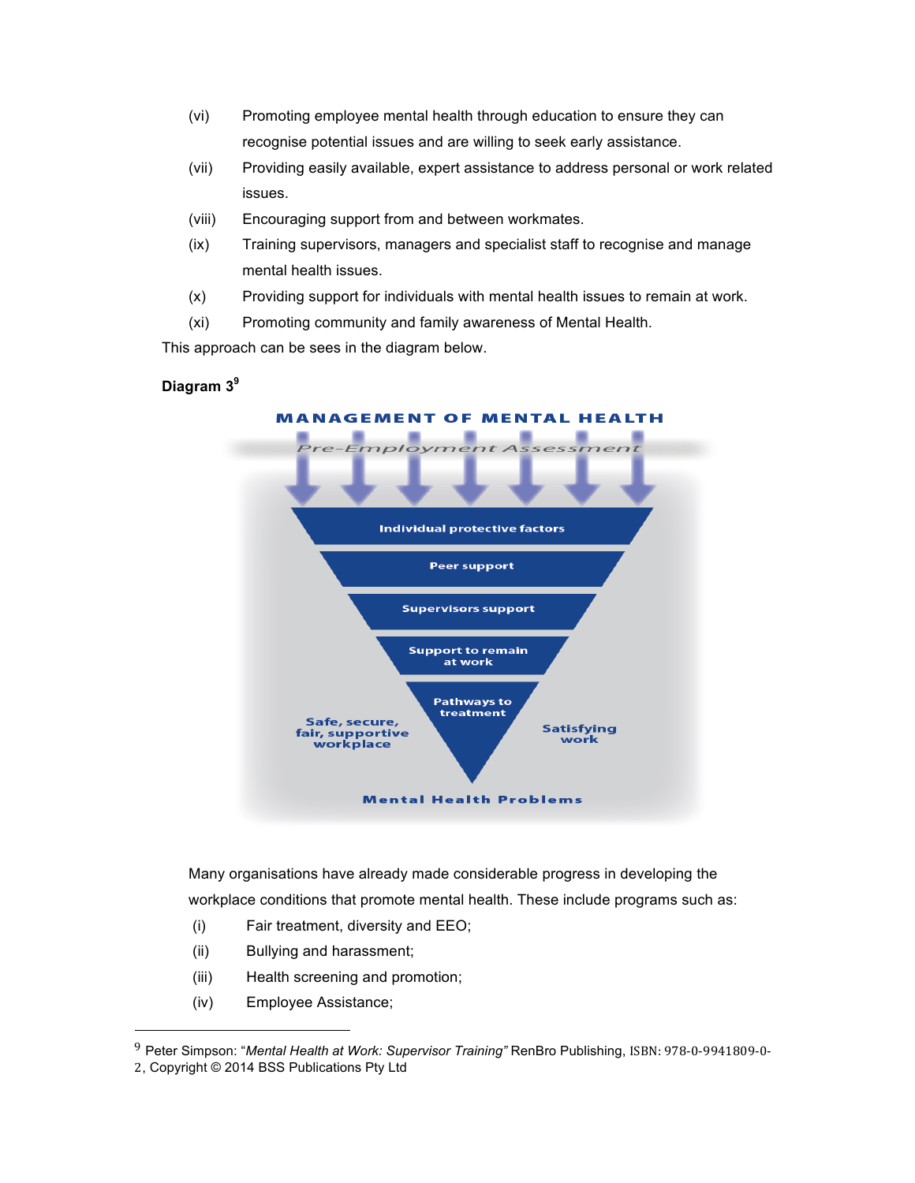(vi) Promoting employee mental health through education to ensure they can recognise potential issues and are willing to seek early assistance.

(vii) Providing easily available, expert assistance to address personal or work related issues.

(viii) Encouraging support from and between workmates.

(ix) Training supervisors, managers and specialist staff to recognise and manage mental health issues.

(x) Providing support for individuals with mental health issues to remain at work.

(xi) Promoting community and family awareness of Mental Health.

This approach can be sees in the diagram below.

**Diagram 3**[9]

MANAGEMENT OF MENTAL HEALTH

Pre-Employment Assessment

Individual protective factors

Peer support

Supervisors support

Support to remain at work

Pathways to treatment

Safe, secure, fair, supportive workplace

Satisfying work

Mental Health Problems

Many organisations have already made considerable progress in developing the workplace conditions that promote mental health. These include programs such as:

(i) Fair treatment, diversity and EEO;

(ii) Bullying and harassment;

(iii) Health screening and promotion;

(iv) Employee Assistance;

---

[9] Peter Simpson: "*Mental Health at Work: Supervisor Training"* RenBro Publishing, ISBN: 978-0-9941809-0-2, Copyright © 2014 BSS Publications Pty Ltd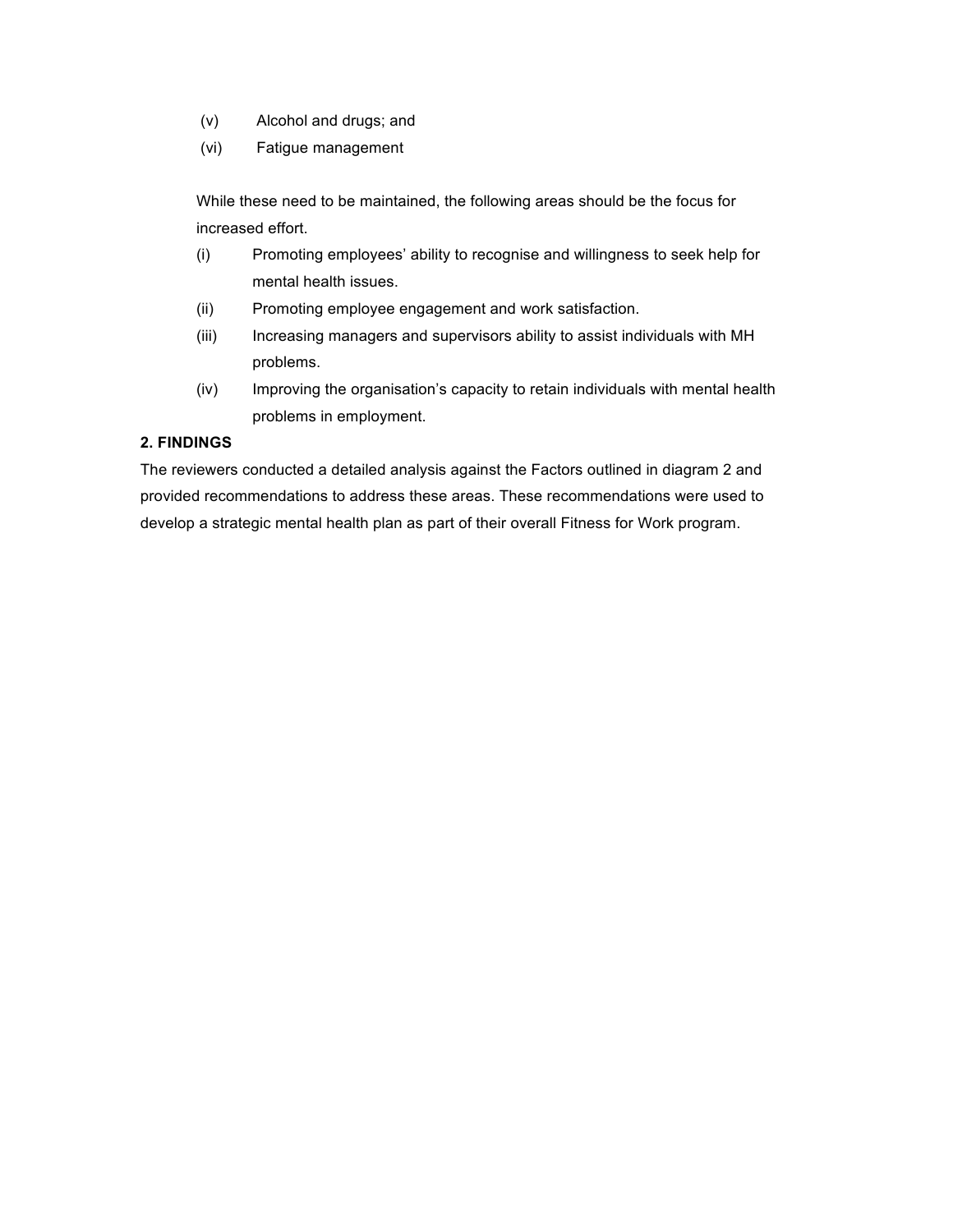(v) Alcohol and drugs; and

(vi) Fatigue management

While these need to be maintained, the following areas should be the focus for increased effort.

(i) Promoting employees' ability to recognise and willingness to seek help for mental health issues.

(ii) Promoting employee engagement and work satisfaction.

(iii) Increasing managers and supervisors ability to assist individuals with MH problems.

(iv) Improving the organisation's capacity to retain individuals with mental health problems in employment.

**2. FINDINGS**

The reviewers conducted a detailed analysis against the Factors outlined in diagram 2 and provided recommendations to address these areas. These recommendations were used to develop a strategic mental health plan as part of their overall Fitness for Work program.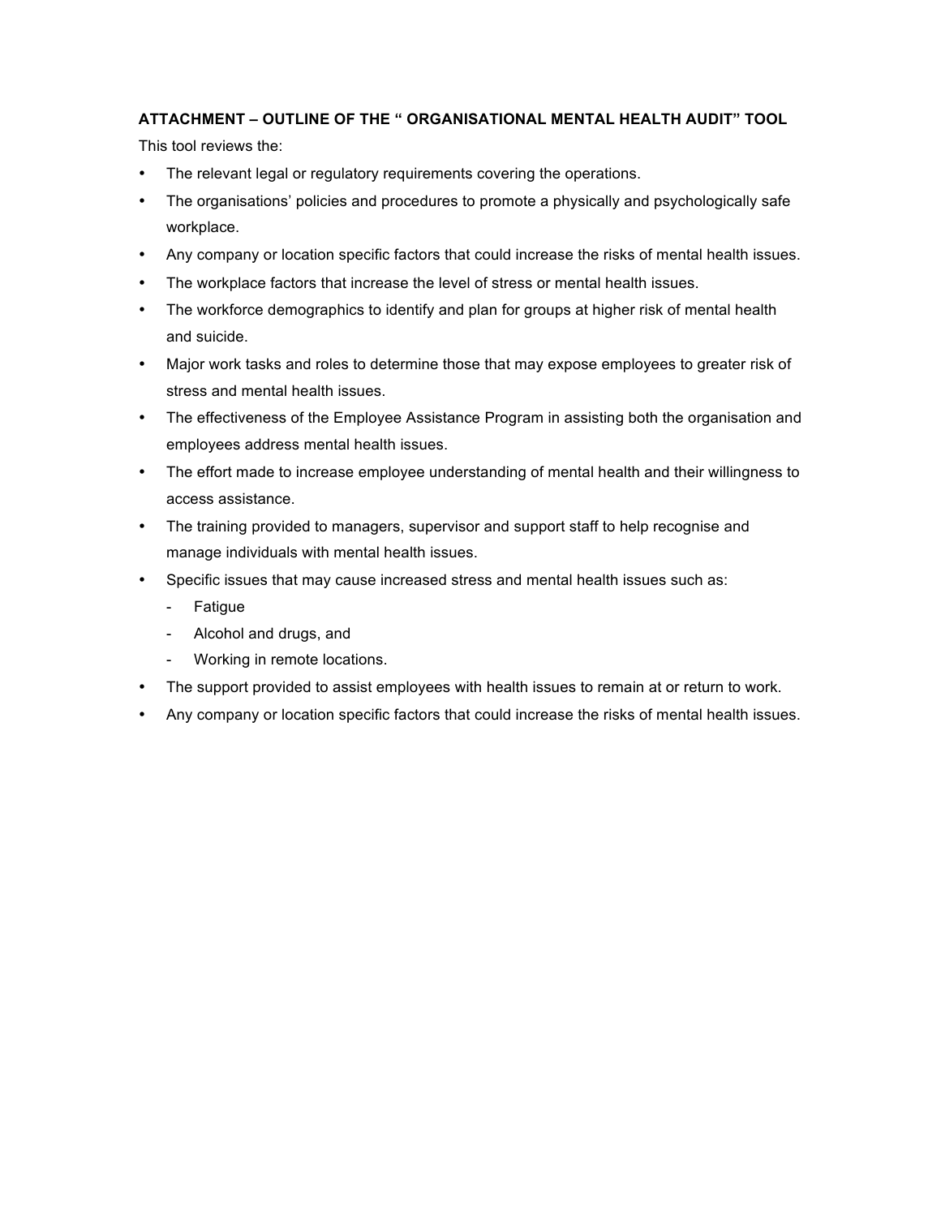**ATTACHMENT – OUTLINE OF THE " ORGANISATIONAL MENTAL HEALTH AUDIT" TOOL**

This tool reviews the:

- The relevant legal or regulatory requirements covering the operations.
- The organisations' policies and procedures to promote a physically and psychologically safe workplace.
- Any company or location specific factors that could increase the risks of mental health issues.
- The workplace factors that increase the level of stress or mental health issues.
- The workforce demographics to identify and plan for groups at higher risk of mental health and suicide.
- Major work tasks and roles to determine those that may expose employees to greater risk of stress and mental health issues.
- The effectiveness of the Employee Assistance Program in assisting both the organisation and employees address mental health issues.
- The effort made to increase employee understanding of mental health and their willingness to access assistance.
- The training provided to managers, supervisor and support staff to help recognise and manage individuals with mental health issues.
- Specific issues that may cause increased stress and mental health issues such as:
  - Fatigue
  - Alcohol and drugs, and
  - Working in remote locations.
- The support provided to assist employees with health issues to remain at or return to work.
- Any company or location specific factors that could increase the risks of mental health issues.